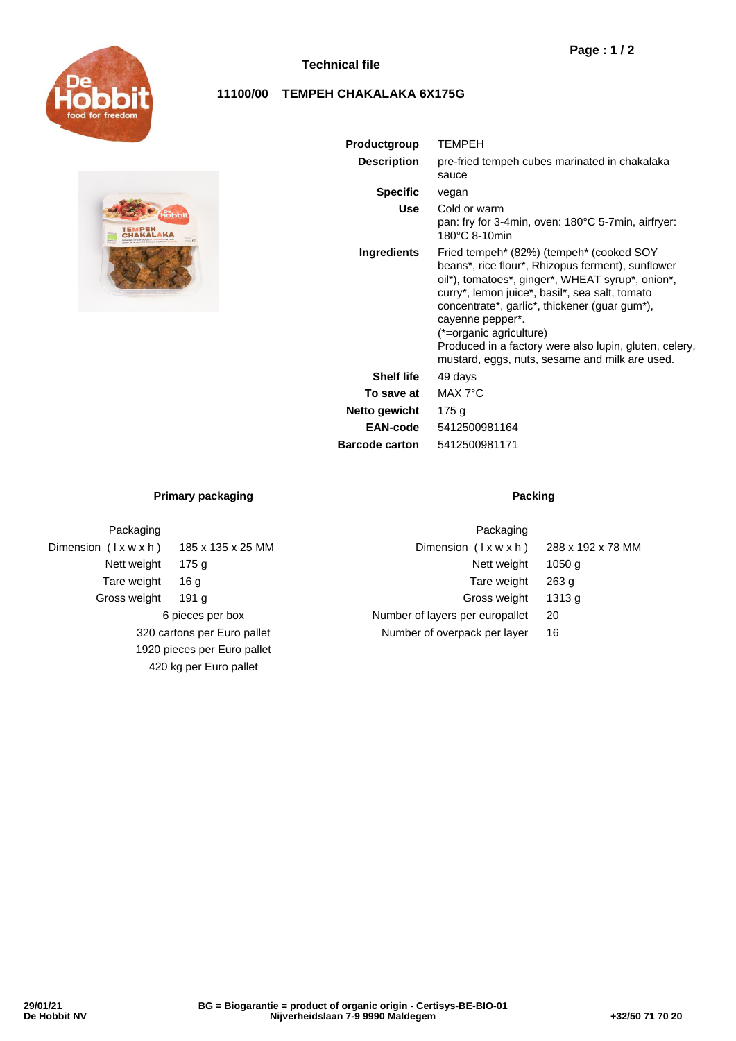## Technical file

### 11100/00 TEMPEH CHAKALAKA 6X175G

| | |
|---|---|
| **Productgroup** | TEMPEH |
| **Description** | pre-fried tempeh cubes marinated in chakalaka sauce |
| **Specific** | vegan |
| **Use** | Cold or warm<br>pan: fry for 3-4min, oven: 180°C 5-7min, airfryer: 180°C 8-10min |
| **Ingredients** | Fried tempeh* (82%) (tempeh* (cooked SOY beans*, rice flour*, Rhizopus ferment), sunflower oil*), tomatoes*, ginger*, WHEAT syrup*, onion*, curry*, lemon juice*, basil*, sea salt, tomato concentrate*, garlic*, thickener (guar gum*), cayenne pepper*.<br>(*=organic agriculture)<br>Produced in a factory were also lupin, gluten, celery, mustard, eggs, nuts, sesame and milk are used. |
| **Shelf life** | 49 days |
| **To save at** | MAX 7°C |
| **Netto gewicht** | 175 g |
| **EAN-code** | 5412500981164 |
| **Barcode carton** | 5412500981171 |

#### Primary packaging

| Packaging | |
|---|---|
| Dimension ( l x w x h ) | 185 x 135 x 25 MM |
| Nett weight | 175 g |
| Tare weight | 16 g |
| Gross weight | 191 g |

6 pieces per box
320 cartons per Euro pallet
1920 pieces per Euro pallet
420 kg per Euro pallet

#### Packing

| Packaging | |
|---|---|
| Dimension ( l x w x h ) | 288 x 192 x 78 MM |
| Nett weight | 1050 g |
| Tare weight | 263 g |
| Gross weight | 1313 g |
| Number of layers per europallet | 20 |
| Number of overpack per layer | 16 |

29/01/21
De Hobbit NV

BG = Biogarantie = product of organic origin - Certisys-BE-BIO-01
Nijverheidslaan 7-9 9990 Maldegem

+32/50 71 70 20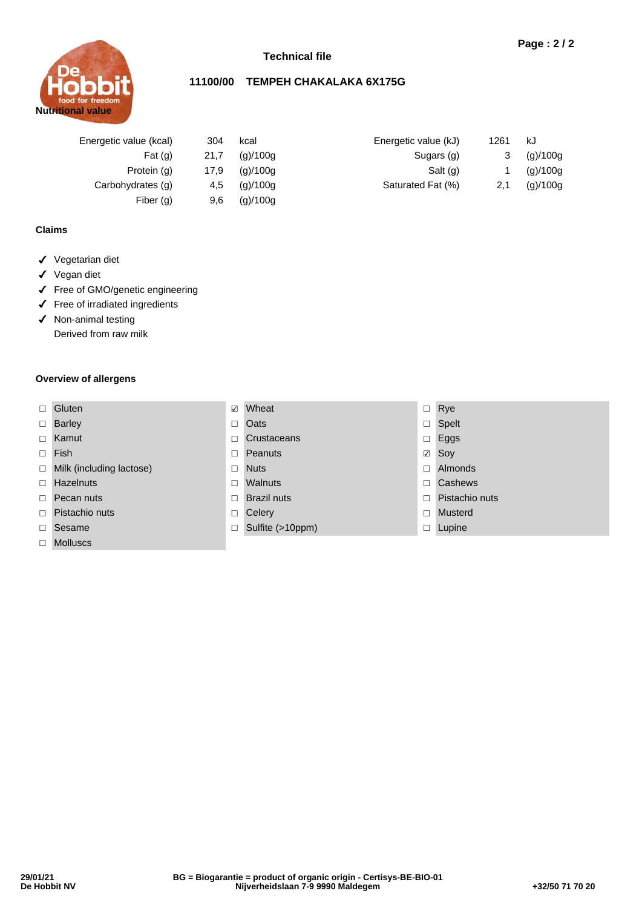**Technical file**

**11100/00 TEMPEH CHAKALAKA 6X175G**

**Nutritional value**

| | | | | | |
|---|---|---|---|---|---|
| Energetic value (kcal) | 304 | kcal | Energetic value (kJ) | 1261 | kJ |
| Fat (g) | 21,7 | (g)/100g | Sugars (g) | 3 | (g)/100g |
| Protein (g) | 17,9 | (g)/100g | Salt (g) | 1 | (g)/100g |
| Carbohydrates (g) | 4,5 | (g)/100g | Saturated Fat (%) | 2,1 | (g)/100g |
| Fiber (g) | 9,6 | (g)/100g | | | |

**Claims**

- ✓ Vegetarian diet
- ✓ Vegan diet
- ✓ Free of GMO/genetic engineering
- ✓ Free of irradiated ingredients
- ✓ Non-animal testing
- Derived from raw milk

**Overview of allergens**

| | | |
|---|---|---|
| ☐ Gluten | ☑ Wheat | ☐ Rye |
| ☐ Barley | ☐ Oats | ☐ Spelt |
| ☐ Kamut | ☐ Crustaceans | ☐ Eggs |
| ☐ Fish | ☐ Peanuts | ☑ Soy |
| ☐ Milk (including lactose) | ☐ Nuts | ☐ Almonds |
| ☐ Hazelnuts | ☐ Walnuts | ☐ Cashews |
| ☐ Pecan nuts | ☐ Brazil nuts | ☐ Pistachio nuts |
| ☐ Pistachio nuts | ☐ Celery | ☐ Musterd |
| ☐ Sesame | ☐ Sulfite (>10ppm) | ☐ Lupine |
| ☐ Molluscs | | |

29/01/21
De Hobbit NV

BG = Biogarantie = product of organic origin - Certisys-BE-BIO-01
Nijverheidslaan 7-9 9990 Maldegem

+32/50 71 70 20